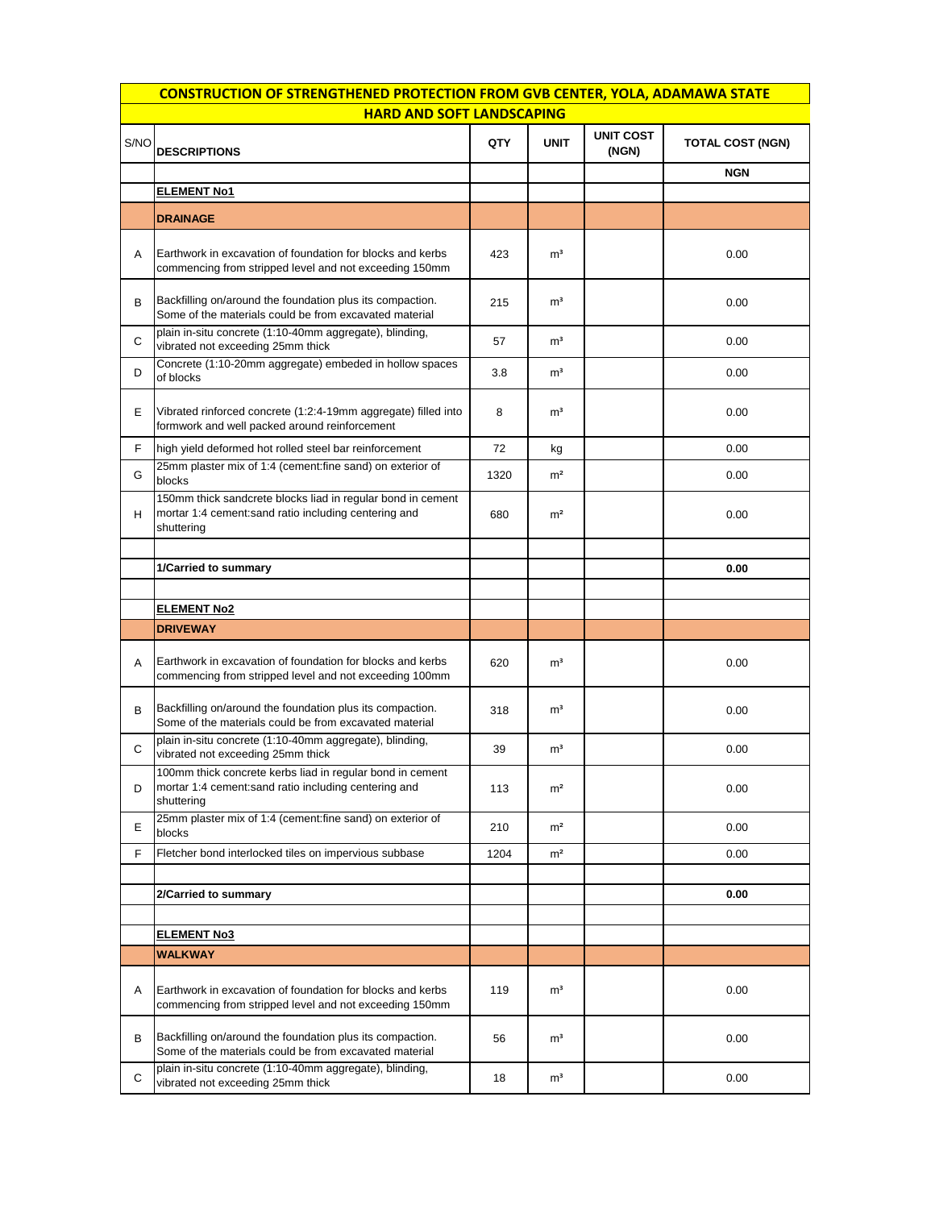| CONSTRUCTION OF STRENGTHENED PROTECTION FROM GVB CENTER, YOLA, ADAMAWA STATE | | | | | |
|---|---|---|---|---|---|
| HARD AND SOFT LANDSCAPING | | | | | |
| S/NO | DESCRIPTIONS | QTY | UNIT | UNIT COST (NGN) | TOTAL COST (NGN) |
| | | | | | NGN |
| | **ELEMENT No1** | | | | |
| | **DRAINAGE** | | | | |
| A | Earthwork in excavation of foundation for blocks and kerbs commencing from stripped level and not exceeding 150mm | 423 | m³ | | 0.00 |
| B | Backfilling on/around the foundation plus its compaction. Some of the materials could be from excavated material | 215 | m³ | | 0.00 |
| C | plain in-situ concrete (1:10-40mm aggregate), blinding, vibrated not exceeding 25mm thick | 57 | m³ | | 0.00 |
| D | Concrete (1:10-20mm aggregate) embeded in hollow spaces of blocks | 3.8 | m³ | | 0.00 |
| E | Vibrated rinforced concrete (1:2:4-19mm aggregate) filled into formwork and well packed around reinforcement | 8 | m³ | | 0.00 |
| F | high yield deformed hot rolled steel bar reinforcement | 72 | kg | | 0.00 |
| G | 25mm plaster mix of 1:4 (cement:fine sand) on exterior of blocks | 1320 | m² | | 0.00 |
| H | 150mm thick sandcrete blocks liad in regular bond in cement mortar 1:4 cement:sand ratio including centering and shuttering | 680 | m² | | 0.00 |
| | | | | | |
| | **1/Carried to summary** | | | | **0.00** |
| | | | | | |
| | **ELEMENT No2** | | | | |
| | **DRIVEWAY** | | | | |
| A | Earthwork in excavation of foundation for blocks and kerbs commencing from stripped level and not exceeding 100mm | 620 | m³ | | 0.00 |
| B | Backfilling on/around the foundation plus its compaction. Some of the materials could be from excavated material | 318 | m³ | | 0.00 |
| C | plain in-situ concrete (1:10-40mm aggregate), blinding, vibrated not exceeding 25mm thick | 39 | m³ | | 0.00 |
| D | 100mm thick concrete kerbs liad in regular bond in cement mortar 1:4 cement:sand ratio including centering and shuttering | 113 | m² | | 0.00 |
| E | 25mm plaster mix of 1:4 (cement:fine sand) on exterior of blocks | 210 | m² | | 0.00 |
| F | Fletcher bond interlocked tiles on impervious subbase | 1204 | m² | | 0.00 |
| | | | | | |
| | **2/Carried to summary** | | | | **0.00** |
| | | | | | |
| | **ELEMENT No3** | | | | |
| | **WALKWAY** | | | | |
| A | Earthwork in excavation of foundation for blocks and kerbs commencing from stripped level and not exceeding 150mm | 119 | m³ | | 0.00 |
| B | Backfilling on/around the foundation plus its compaction. Some of the materials could be from excavated material | 56 | m³ | | 0.00 |
| C | plain in-situ concrete (1:10-40mm aggregate), blinding, vibrated not exceeding 25mm thick | 18 | m³ | | 0.00 |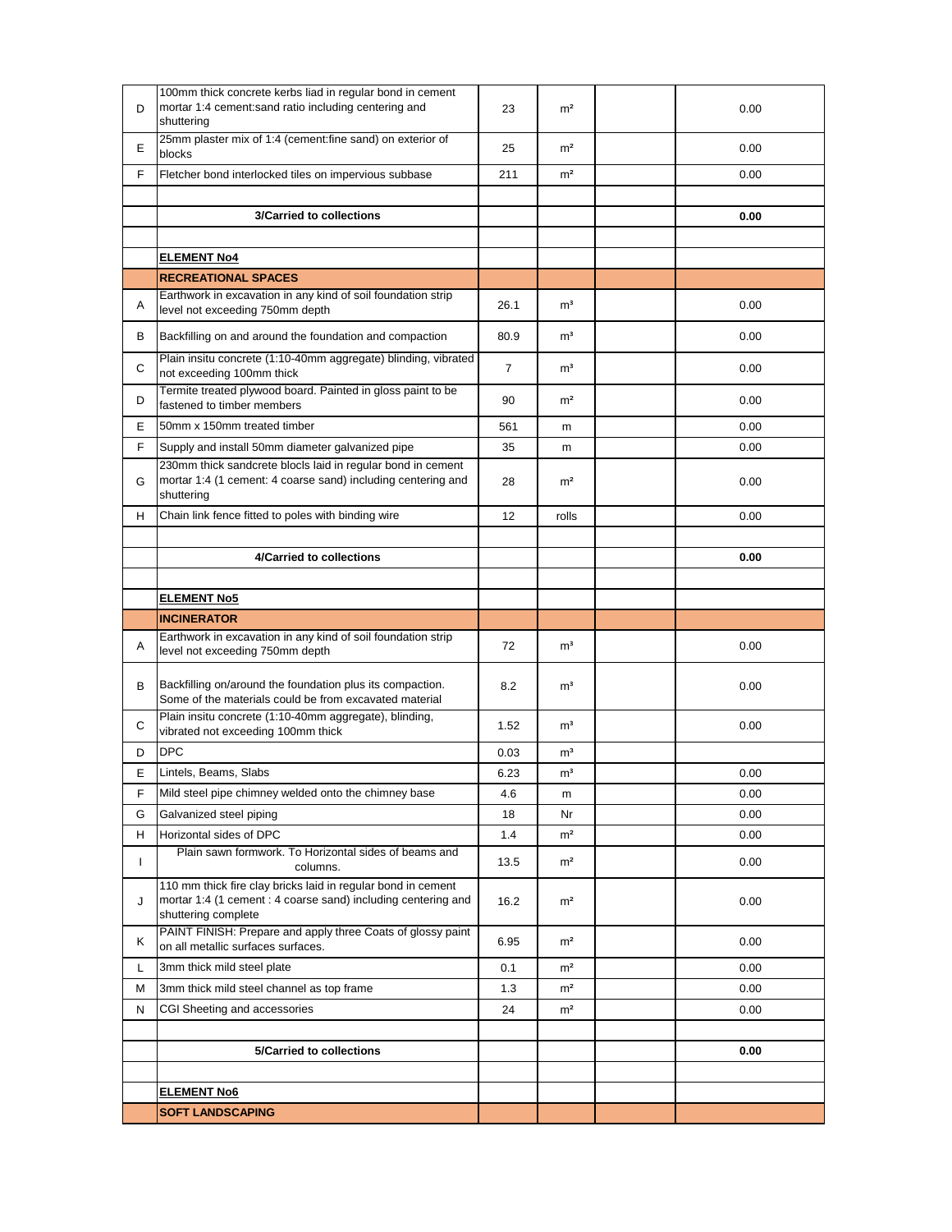| | | | | | |
|---|---|---|---|---|---|
| D | 100mm thick concrete kerbs liad in regular bond in cement mortar 1:4 cement:sand ratio including centering and shuttering | 23 | m² | | 0.00 |
| E | 25mm plaster mix of 1:4 (cement:fine sand) on exterior of blocks | 25 | m² | | 0.00 |
| F | Fletcher bond interlocked tiles on impervious subbase | 211 | m² | | 0.00 |
| | | | | | |
| | **3/Carried to collections** | | | | **0.00** |
| | | | | | |
| | **ELEMENT No4** | | | | |
| | **RECREATIONAL SPACES** | | | | |
| A | Earthwork in excavation in any kind of soil foundation strip level not exceeding 750mm depth | 26.1 | m³ | | 0.00 |
| B | Backfilling on and around the foundation and compaction | 80.9 | m³ | | 0.00 |
| C | Plain insitu concrete (1:10-40mm aggregate) blinding, vibrated not exceeding 100mm thick | 7 | m³ | | 0.00 |
| D | Termite treated plywood board. Painted in gloss paint to be fastened to timber members | 90 | m² | | 0.00 |
| E | 50mm x 150mm treated timber | 561 | m | | 0.00 |
| F | Supply and install 50mm diameter galvanized pipe | 35 | m | | 0.00 |
| G | 230mm thick sandcrete blocls laid in regular bond in cement mortar 1:4 (1 cement: 4 coarse sand) including centering and shuttering | 28 | m² | | 0.00 |
| H | Chain link fence fitted to poles with binding wire | 12 | rolls | | 0.00 |
| | | | | | |
| | **4/Carried to collections** | | | | **0.00** |
| | | | | | |
| | **ELEMENT No5** | | | | |
| | **INCINERATOR** | | | | |
| A | Earthwork in excavation in any kind of soil foundation strip level not exceeding 750mm depth | 72 | m³ | | 0.00 |
| B | Backfilling on/around the foundation plus its compaction. Some of the materials could be from excavated material | 8.2 | m³ | | 0.00 |
| C | Plain insitu concrete (1:10-40mm aggregate), blinding, vibrated not exceeding 100mm thick | 1.52 | m³ | | 0.00 |
| D | DPC | 0.03 | m³ | | |
| E | Lintels, Beams, Slabs | 6.23 | m³ | | 0.00 |
| F | Mild steel pipe chimney welded onto the chimney base | 4.6 | m | | 0.00 |
| G | Galvanized steel piping | 18 | Nr | | 0.00 |
| H | Horizontal sides of DPC | 1.4 | m² | | 0.00 |
| I | Plain sawn formwork. To Horizontal sides of beams and columns. | 13.5 | m² | | 0.00 |
| J | 110 mm thick fire clay bricks laid in regular bond in cement mortar 1:4 (1 cement : 4 coarse sand) including centering and shuttering complete | 16.2 | m² | | 0.00 |
| K | PAINT FINISH: Prepare and apply three Coats of glossy paint on all metallic surfaces surfaces. | 6.95 | m² | | 0.00 |
| L | 3mm thick mild steel plate | 0.1 | m² | | 0.00 |
| M | 3mm thick mild steel channel as top frame | 1.3 | m² | | 0.00 |
| N | CGI Sheeting and accessories | 24 | m² | | 0.00 |
| | | | | | |
| | **5/Carried to collections** | | | | **0.00** |
| | | | | | |
| | **ELEMENT No6** | | | | |
| | **SOFT LANDSCAPING** | | | | |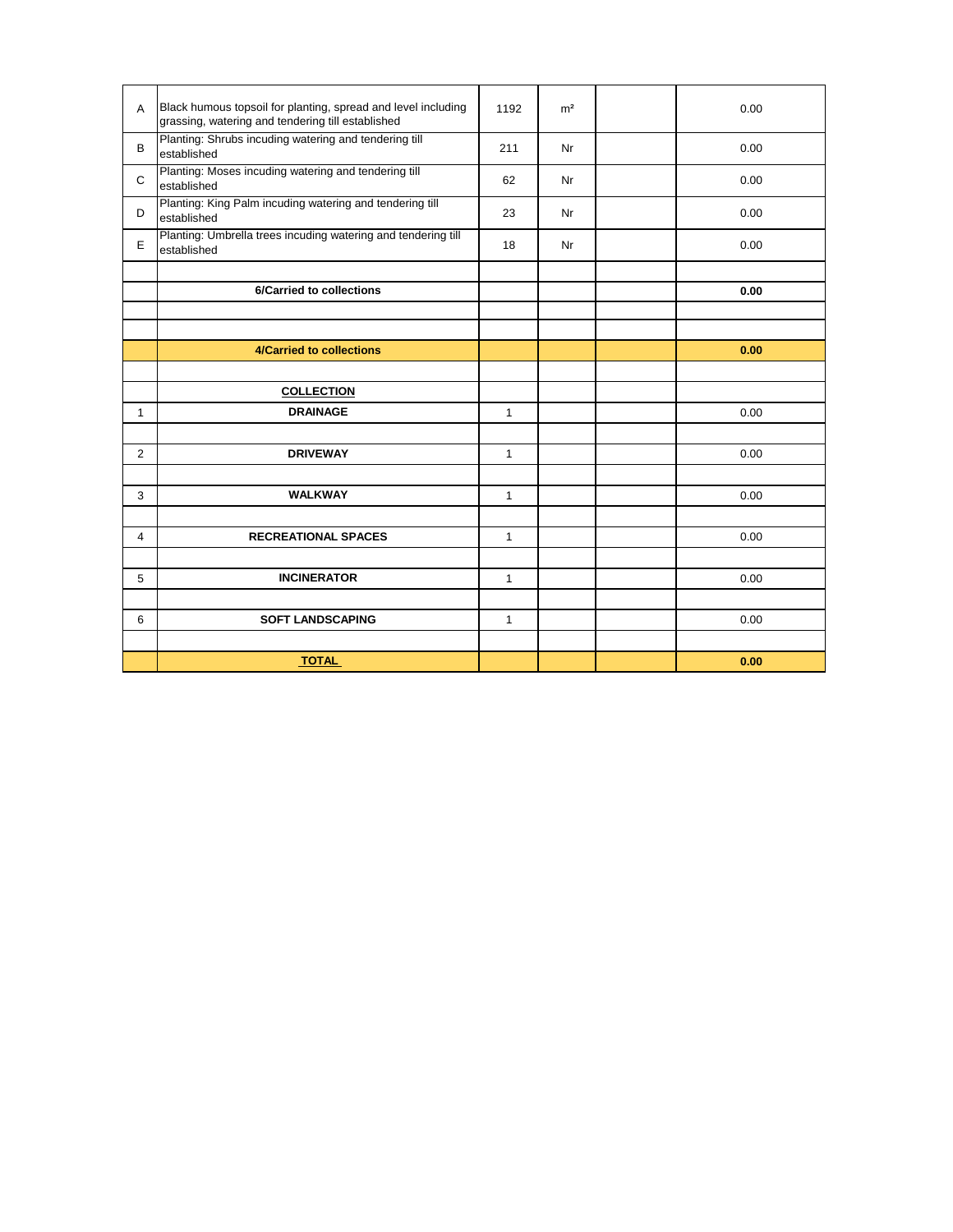| | | | | | |
|---|---|---|---|---|---|
| A | Black humous topsoil for planting, spread and level including grassing, watering and tendering till established | 1192 | m² | | 0.00 |
| B | Planting: Shrubs incuding watering and tendering till established | 211 | Nr | | 0.00 |
| C | Planting: Moses incuding watering and tendering till established | 62 | Nr | | 0.00 |
| D | Planting: King Palm incuding watering and tendering till established | 23 | Nr | | 0.00 |
| E | Planting: Umbrella trees incuding watering and tendering till established | 18 | Nr | | 0.00 |
| | | | | | |
| | **6/Carried to collections** | | | | **0.00** |
| | | | | | |
| | | | | | |
| | **4/Carried to collections** | | | | **0.00** |
| | | | | | |
| | **COLLECTION** | | | | |
| 1 | **DRAINAGE** | 1 | | | 0.00 |
| | | | | | |
| 2 | **DRIVEWAY** | 1 | | | 0.00 |
| | | | | | |
| 3 | **WALKWAY** | 1 | | | 0.00 |
| | | | | | |
| 4 | **RECREATIONAL SPACES** | 1 | | | 0.00 |
| | | | | | |
| 5 | **INCINERATOR** | 1 | | | 0.00 |
| | | | | | |
| 6 | **SOFT LANDSCAPING** | 1 | | | 0.00 |
| | | | | | |
| | **TOTAL** | | | | **0.00** |